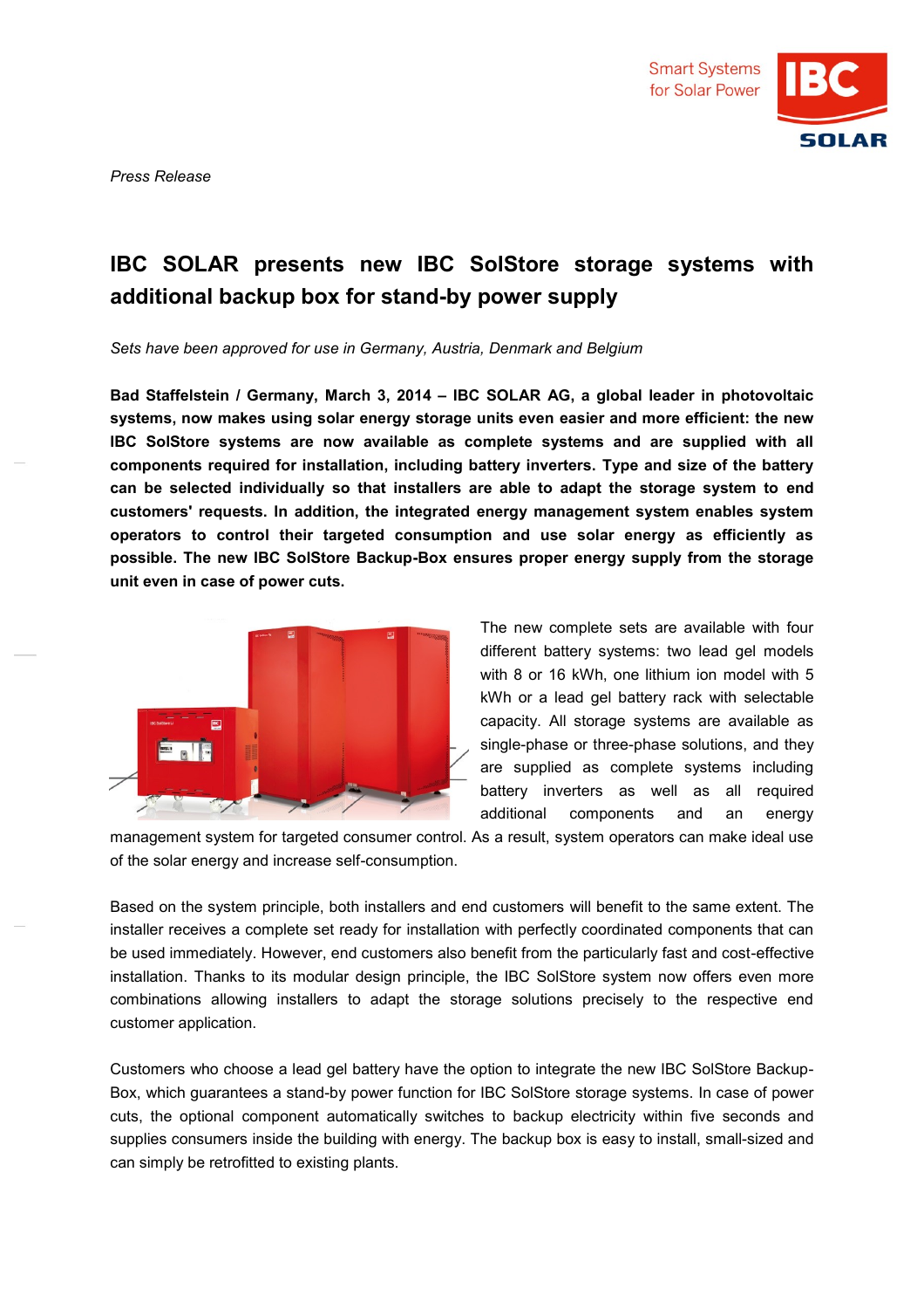*Press Release*

# IBC SOLAR presents new IBC SolStore storage systems with additional backup box for stand-by power supply

*Sets have been approved for use in Germany, Austria, Denmark and Belgium*

**Bad Staffelstein / Germany, March 3, 2014 – IBC SOLAR AG, a global leader in photovoltaic systems, now makes using solar energy storage units even easier and more efficient: the new IBC SolStore systems are now available as complete systems and are supplied with all components required for installation, including battery inverters. Type and size of the battery can be selected individually so that installers are able to adapt the storage system to end customers' requests. In addition, the integrated energy management system enables system operators to control their targeted consumption and use solar energy as efficiently as possible. The new IBC SolStore Backup-Box ensures proper energy supply from the storage unit even in case of power cuts.**

The new complete sets are available with four different battery systems: two lead gel models with 8 or 16 kWh, one lithium ion model with 5 kWh or a lead gel battery rack with selectable capacity. All storage systems are available as single-phase or three-phase solutions, and they are supplied as complete systems including battery inverters as well as all required additional components and an energy management system for targeted consumer control. As a result, system operators can make ideal use of the solar energy and increase self-consumption.

Based on the system principle, both installers and end customers will benefit to the same extent. The installer receives a complete set ready for installation with perfectly coordinated components that can be used immediately. However, end customers also benefit from the particularly fast and cost-effective installation. Thanks to its modular design principle, the IBC SolStore system now offers even more combinations allowing installers to adapt the storage solutions precisely to the respective end customer application.

Customers who choose a lead gel battery have the option to integrate the new IBC SolStore Backup-Box, which guarantees a stand-by power function for IBC SolStore storage systems. In case of power cuts, the optional component automatically switches to backup electricity within five seconds and supplies consumers inside the building with energy. The backup box is easy to install, small-sized and can simply be retrofitted to existing plants.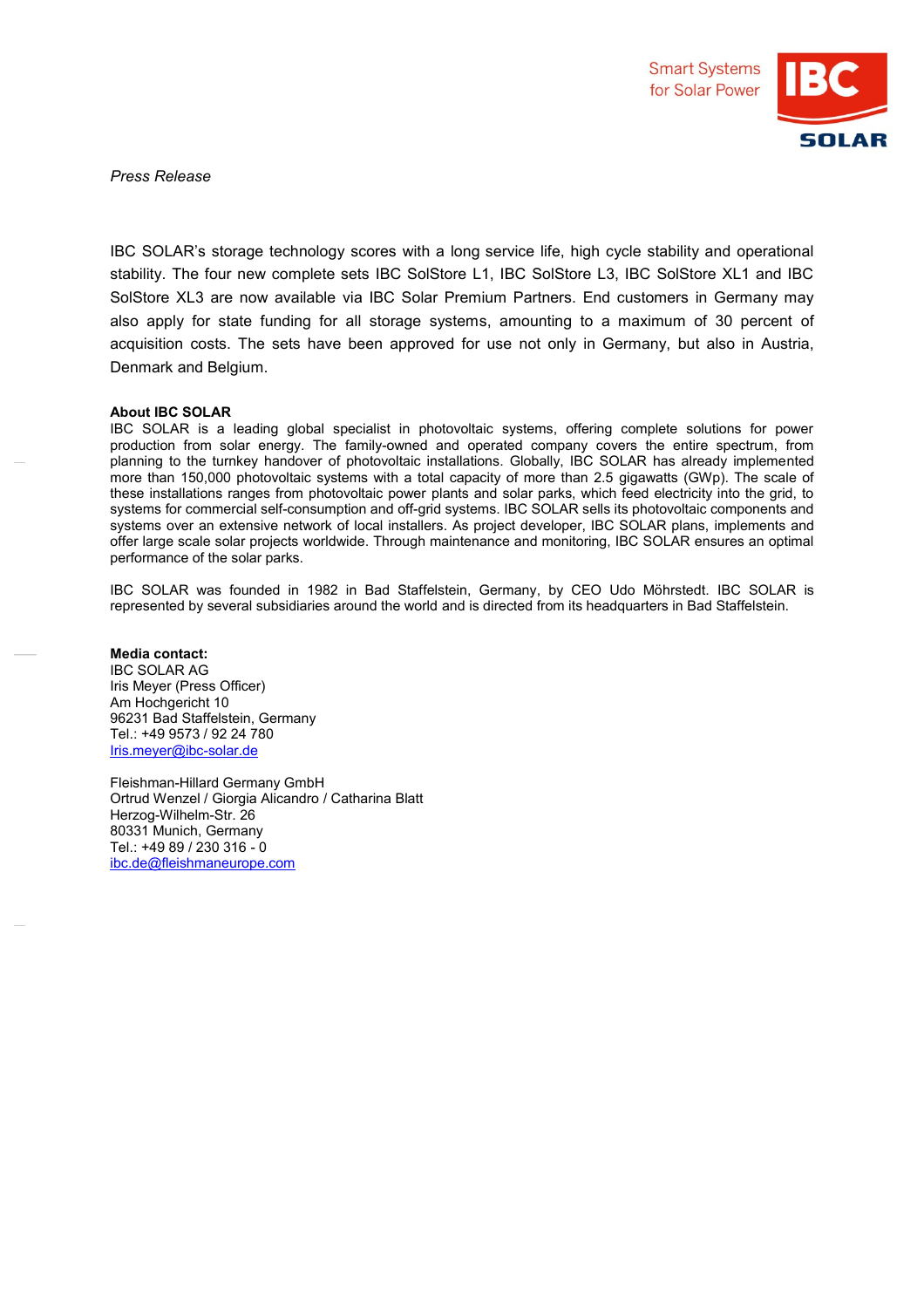*Press Release*

IBC SOLAR's storage technology scores with a long service life, high cycle stability and operational stability. The four new complete sets IBC SolStore L1, IBC SolStore L3, IBC SolStore XL1 and IBC SolStore XL3 are now available via IBC Solar Premium Partners. End customers in Germany may also apply for state funding for all storage systems, amounting to a maximum of 30 percent of acquisition costs. The sets have been approved for use not only in Germany, but also in Austria, Denmark and Belgium.

**About IBC SOLAR**
IBC SOLAR is a leading global specialist in photovoltaic systems, offering complete solutions for power production from solar energy. The family-owned and operated company covers the entire spectrum, from planning to the turnkey handover of photovoltaic installations. Globally, IBC SOLAR has already implemented more than 150,000 photovoltaic systems with a total capacity of more than 2.5 gigawatts (GWp). The scale of these installations ranges from photovoltaic power plants and solar parks, which feed electricity into the grid, to systems for commercial self-consumption and off-grid systems. IBC SOLAR sells its photovoltaic components and systems over an extensive network of local installers. As project developer, IBC SOLAR plans, implements and offer large scale solar projects worldwide. Through maintenance and monitoring, IBC SOLAR ensures an optimal performance of the solar parks.

IBC SOLAR was founded in 1982 in Bad Staffelstein, Germany, by CEO Udo Möhrstedt. IBC SOLAR is represented by several subsidiaries around the world and is directed from its headquarters in Bad Staffelstein.

**Media contact:**
IBC SOLAR AG
Iris Meyer (Press Officer)
Am Hochgericht 10
96231 Bad Staffelstein, Germany
Tel.: +49 9573 / 92 24 780
Iris.meyer@ibc-solar.de

Fleishman-Hillard Germany GmbH
Ortrud Wenzel / Giorgia Alicandro / Catharina Blatt
Herzog-Wilhelm-Str. 26
80331 Munich, Germany
Tel.: +49 89 / 230 316 - 0
ibc.de@fleishmaneurope.com